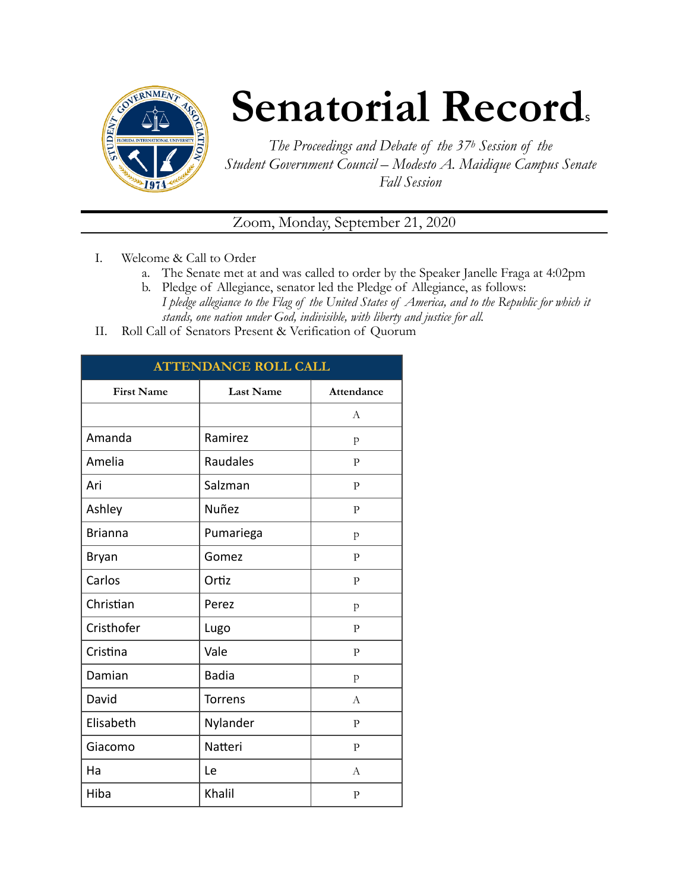# Senatorial Record

*The Proceedings and Debate of the 37th Session of the Student Government Council – Modesto A. Maidique Campus Senate Fall Session*

Zoom, Monday, September 21, 2020

I. Welcome & Call to Order
   a. The Senate met at and was called to order by the Speaker Janelle Fraga at 4:02pm
   b. Pledge of Allegiance, senator led the Pledge of Allegiance, as follows:
      *I pledge allegiance to the Flag of the United States of America, and to the Republic for which it stands, one nation under God, indivisible, with liberty and justice for all.*

II. Roll Call of Senators Present & Verification of Quorum

| ATTENDANCE ROLL CALL | | |
|---|---|---|
| **First Name** | **Last Name** | **Attendance** |
| | | A |
| Amanda | Ramirez | P |
| Amelia | Raudales | P |
| Ari | Salzman | P |
| Ashley | Nuñez | P |
| Brianna | Pumariega | P |
| Bryan | Gomez | P |
| Carlos | Ortiz | P |
| Christian | Perez | P |
| Cristhofer | Lugo | P |
| Cristina | Vale | P |
| Damian | Badia | P |
| David | Torrens | A |
| Elisabeth | Nylander | P |
| Giacomo | Natteri | P |
| Ha | Le | A |
| Hiba | Khalil | P |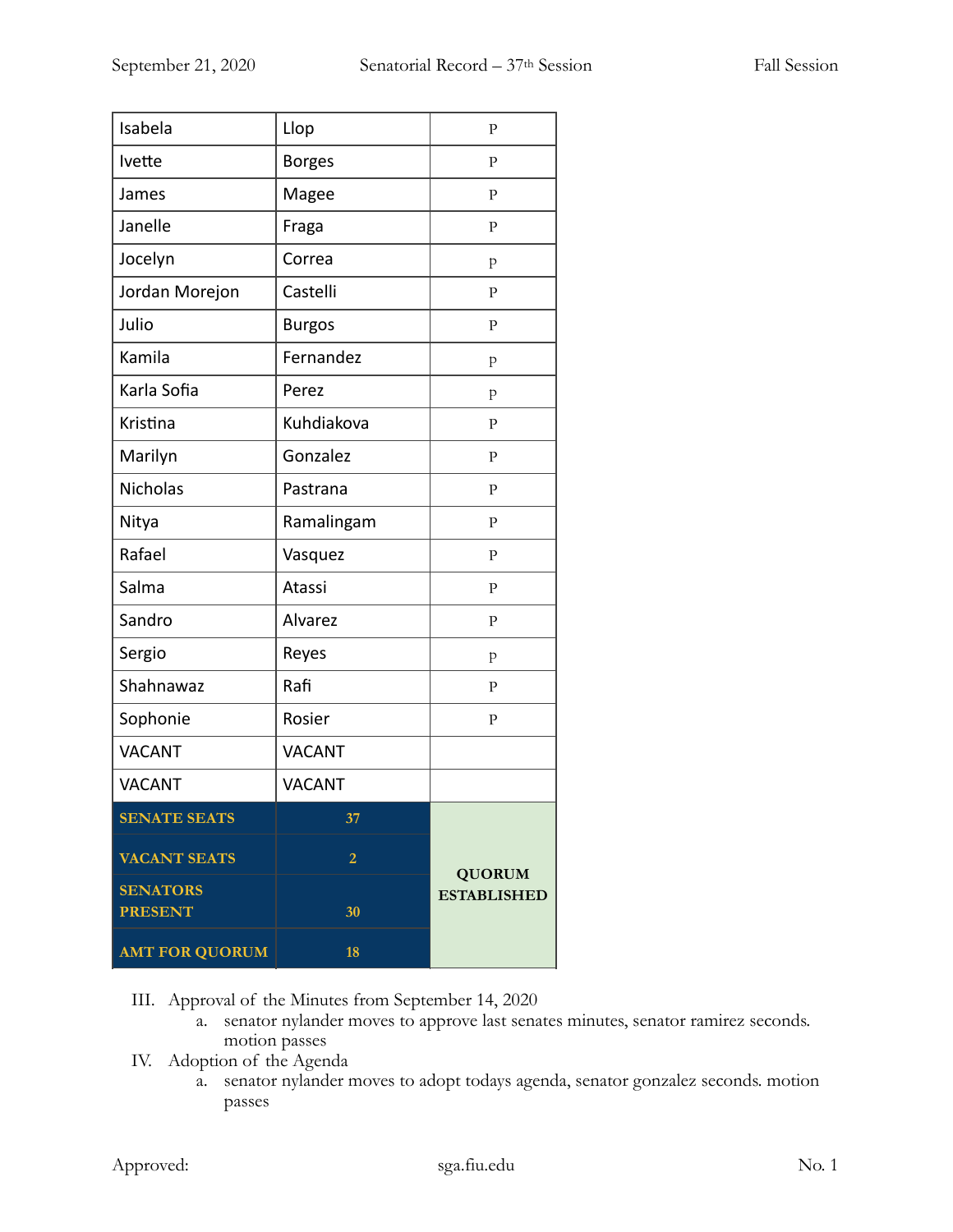| Isabela | Llop | P |
|---|---|---|
| Ivette | Borges | P |
| James | Magee | P |
| Janelle | Fraga | P |
| Jocelyn | Correa | p |
| Jordan Morejon | Castelli | P |
| Julio | Burgos | P |
| Kamila | Fernandez | p |
| Karla Sofia | Perez | p |
| Kristina | Kuhdiakova | P |
| Marilyn | Gonzalez | P |
| Nicholas | Pastrana | P |
| Nitya | Ramalingam | P |
| Rafael | Vasquez | P |
| Salma | Atassi | P |
| Sandro | Alvarez | P |
| Sergio | Reyes | p |
| Shahnawaz | Rafi | P |
| Sophonie | Rosier | P |
| VACANT | VACANT | |
| VACANT | VACANT | |
| **SENATE SEATS** | **37** | **QUORUM ESTABLISHED** |
| **VACANT SEATS** | **2** | |
| **SENATORS PRESENT** | **30** | |
| **AMT FOR QUORUM** | **18** | |

III. Approval of the Minutes from September 14, 2020
   a. senator nylander moves to approve last senates minutes, senator ramirez seconds. motion passes

IV. Adoption of the Agenda
   a. senator nylander moves to adopt todays agenda, senator gonzalez seconds. motion passes

Approved: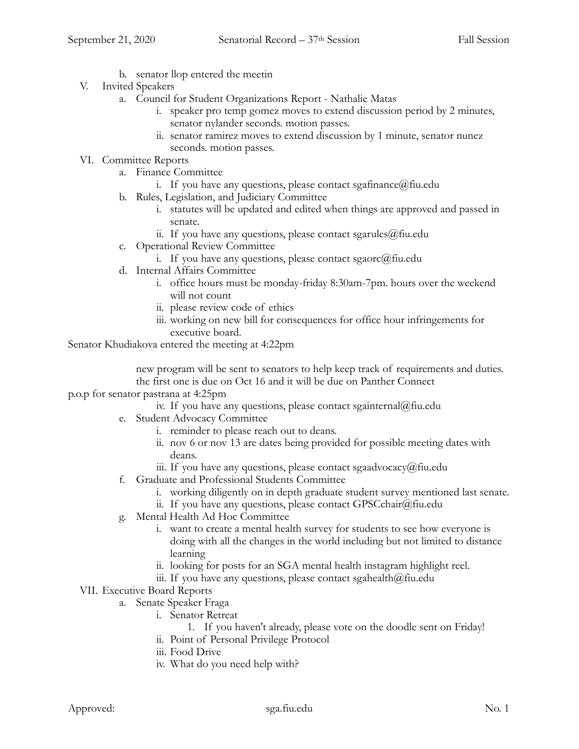b. senator llop entered the meetin

V. Invited Speakers
   a. Council for Student Organizations Report - Nathalie Matas
      i. speaker pro temp gomez moves to extend discussion period by 2 minutes, senator nylander seconds. motion passes.
      ii. senator ramirez moves to extend discussion by 1 minute, senator nunez seconds. motion passes.

VI. Committee Reports
   a. Finance Committee
      i. If you have any questions, please contact sgafinance@fiu.edu
   b. Rules, Legislation, and Judiciary Committee
      i. statutes will be updated and edited when things are approved and passed in senate.
      ii. If you have any questions, please contact sgarules@fiu.edu
   c. Operational Review Committee
      i. If you have any questions, please contact sgaorc@fiu.edu
   d. Internal Affairs Committee
      i. office hours must be monday-friday 8:30am-7pm. hours over the weekend will not count
      ii. please review code of ethics
      iii. working on new bill for consequences for office hour infringements for executive board.

Senator Khudiakova entered the meeting at 4:22pm

new program will be sent to senators to help keep track of requirements and duties. the first one is due on Oct 16 and it will be due on Panther Connect

p.o.p for senator pastrana at 4:25pm

      iv. If you have any questions, please contact sgainternal@fiu.edu
   e. Student Advocacy Committee
      i. reminder to please reach out to deans.
      ii. nov 6 or nov 13 are dates being provided for possible meeting dates with deans.
      iii. If you have any questions, please contact sgaadvocacy@fiu.edu
   f. Graduate and Professional Students Committee
      i. working diligently on in depth graduate student survey mentioned last senate.
      ii. If you have any questions, please contact GPSCchair@fiu.edu
   g. Mental Health Ad Hoc Committee
      i. want to create a mental health survey for students to see how everyone is doing with all the changes in the world including but not limited to distance learning
      ii. looking for posts for an SGA mental health instagram highlight reel.
      iii. If you have any questions, please contact sgahealth@fiu.edu

VII. Executive Board Reports
   a. Senate Speaker Fraga
      i. Senator Retreat
         1. If you haven't already, please vote on the doodle sent on Friday!
      ii. Point of Personal Privilege Protocol
      iii. Food Drive
      iv. What do you need help with?

Approved: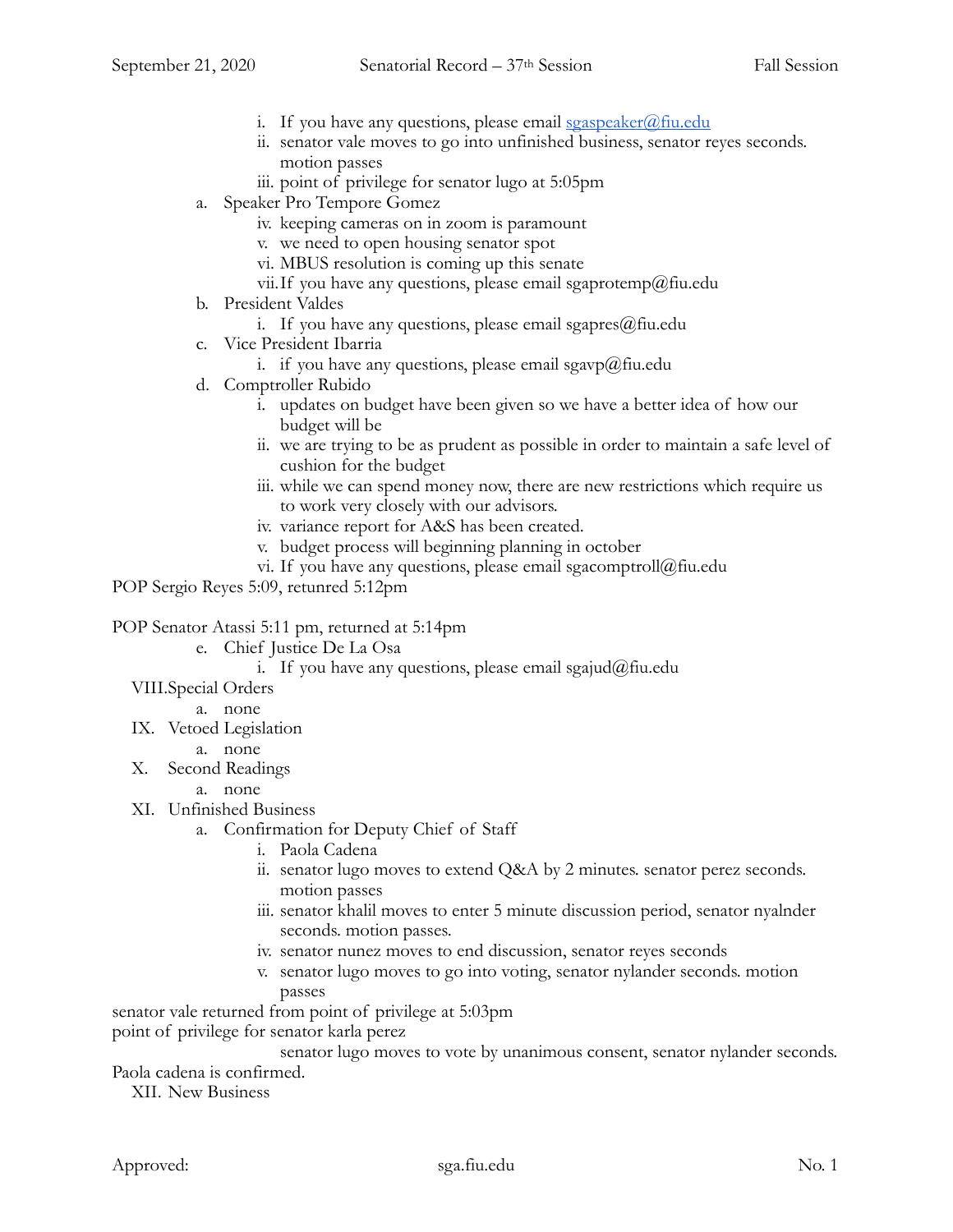i. If you have any questions, please email sgaspeaker@fiu.edu
ii. senator vale moves to go into unfinished business, senator reyes seconds. motion passes
iii. point of privilege for senator lugo at 5:05pm

a. Speaker Pro Tempore Gomez
   iv. keeping cameras on in zoom is paramount
   v. we need to open housing senator spot
   vi. MBUS resolution is coming up this senate
   vii. If you have any questions, please email sgaprotemp@fiu.edu
b. President Valdes
   i. If you have any questions, please email sgapres@fiu.edu
c. Vice President Ibarria
   i. if you have any questions, please email sgavp@fiu.edu
d. Comptroller Rubido
   i. updates on budget have been given so we have a better idea of how our budget will be
   ii. we are trying to be as prudent as possible in order to maintain a safe level of cushion for the budget
   iii. while we can spend money now, there are new restrictions which require us to work very closely with our advisors.
   iv. variance report for A&S has been created.
   v. budget process will beginning planning in october
   vi. If you have any questions, please email sgacomptroll@fiu.edu

POP Sergio Reyes 5:09, retunred 5:12pm

POP Senator Atassi 5:11 pm, returned at 5:14pm

e. Chief Justice De La Osa
   i. If you have any questions, please email sgajud@fiu.edu

VIII. Special Orders
   a. none

IX. Vetoed Legislation
   a. none

X. Second Readings
   a. none

XI. Unfinished Business
   a. Confirmation for Deputy Chief of Staff
      i. Paola Cadena
      ii. senator lugo moves to extend Q&A by 2 minutes. senator perez seconds. motion passes
      iii. senator khalil moves to enter 5 minute discussion period, senator nyalnder seconds. motion passes.
      iv. senator nunez moves to end discussion, senator reyes seconds
      v. senator lugo moves to go into voting, senator nylander seconds. motion passes

senator vale returned from point of privilege at 5:03pm
point of privilege for senator karla perez

senator lugo moves to vote by unanimous consent, senator nylander seconds. Paola cadena is confirmed.

XII. New Business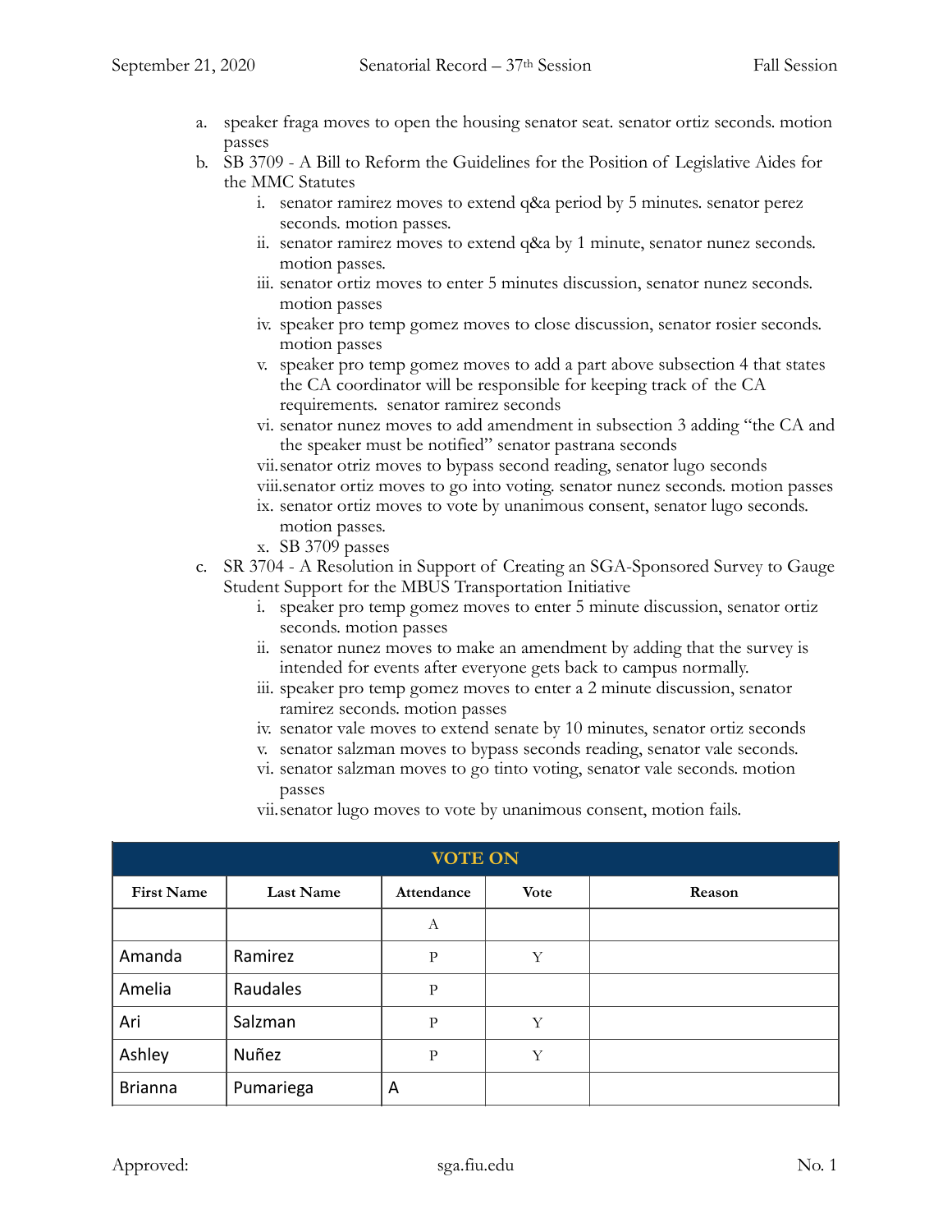a. speaker fraga moves to open the housing senator seat. senator ortiz seconds. motion passes

b. SB 3709 - A Bill to Reform the Guidelines for the Position of Legislative Aides for the MMC Statutes

   i. senator ramirez moves to extend q&a period by 5 minutes. senator perez seconds. motion passes.
   ii. senator ramirez moves to extend q&a by 1 minute, senator nunez seconds. motion passes.
   iii. senator ortiz moves to enter 5 minutes discussion, senator nunez seconds. motion passes
   iv. speaker pro temp gomez moves to close discussion, senator rosier seconds. motion passes
   v. speaker pro temp gomez moves to add a part above subsection 4 that states the CA coordinator will be responsible for keeping track of the CA requirements. senator ramirez seconds
   vi. senator nunez moves to add amendment in subsection 3 adding "the CA and the speaker must be notified" senator pastrana seconds
   vii. senator otriz moves to bypass second reading, senator lugo seconds
   viii. senator ortiz moves to go into voting. senator nunez seconds. motion passes
   ix. senator ortiz moves to vote by unanimous consent, senator lugo seconds. motion passes.
   x. SB 3709 passes

c. SR 3704 - A Resolution in Support of Creating an SGA-Sponsored Survey to Gauge Student Support for the MBUS Transportation Initiative

   i. speaker pro temp gomez moves to enter 5 minute discussion, senator ortiz seconds. motion passes
   ii. senator nunez moves to make an amendment by adding that the survey is intended for events after everyone gets back to campus normally.
   iii. speaker pro temp gomez moves to enter a 2 minute discussion, senator ramirez seconds. motion passes
   iv. senator vale moves to extend senate by 10 minutes, senator ortiz seconds
   v. senator salzman moves to bypass seconds reading, senator vale seconds.
   vi. senator salzman moves to go tinto voting, senator vale seconds. motion passes
   vii. senator lugo moves to vote by unanimous consent, motion fails.

| VOTE ON | | | | |
|---|---|---|---|---|
| **First Name** | **Last Name** | **Attendance** | **Vote** | **Reason** |
| | | A | | |
| Amanda | Ramirez | P | Y | |
| Amelia | Raudales | P | | |
| Ari | Salzman | P | Y | |
| Ashley | Nuñez | P | Y | |
| Brianna | Pumariega | A | | |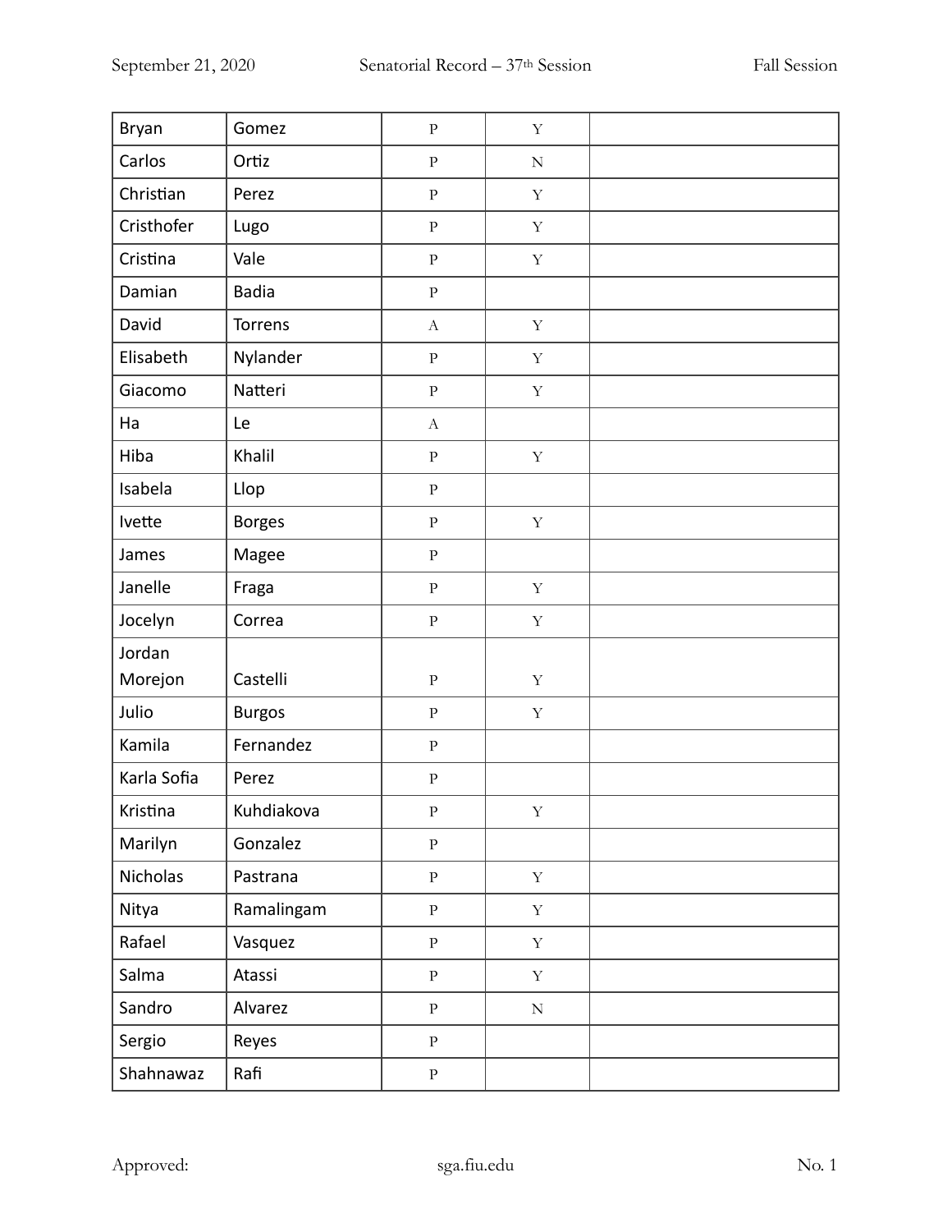| | | | | |
|---|---|---|---|---|
| Bryan | Gomez | P | Y | |
| Carlos | Ortiz | P | N | |
| Christian | Perez | P | Y | |
| Cristhofer | Lugo | P | Y | |
| Cristina | Vale | P | Y | |
| Damian | Badia | P | | |
| David | Torrens | A | Y | |
| Elisabeth | Nylander | P | Y | |
| Giacomo | Natteri | P | Y | |
| Ha | Le | A | | |
| Hiba | Khalil | P | Y | |
| Isabela | Llop | P | | |
| Ivette | Borges | P | Y | |
| James | Magee | P | | |
| Janelle | Fraga | P | Y | |
| Jocelyn | Correa | P | Y | |
| Jordan Morejon | Castelli | P | Y | |
| Julio | Burgos | P | Y | |
| Kamila | Fernandez | P | | |
| Karla Sofia | Perez | P | | |
| Kristina | Kuhdiakova | P | Y | |
| Marilyn | Gonzalez | P | | |
| Nicholas | Pastrana | P | Y | |
| Nitya | Ramalingam | P | Y | |
| Rafael | Vasquez | P | Y | |
| Salma | Atassi | P | Y | |
| Sandro | Alvarez | P | N | |
| Sergio | Reyes | P | | |
| Shahnawaz | Rafi | P | | |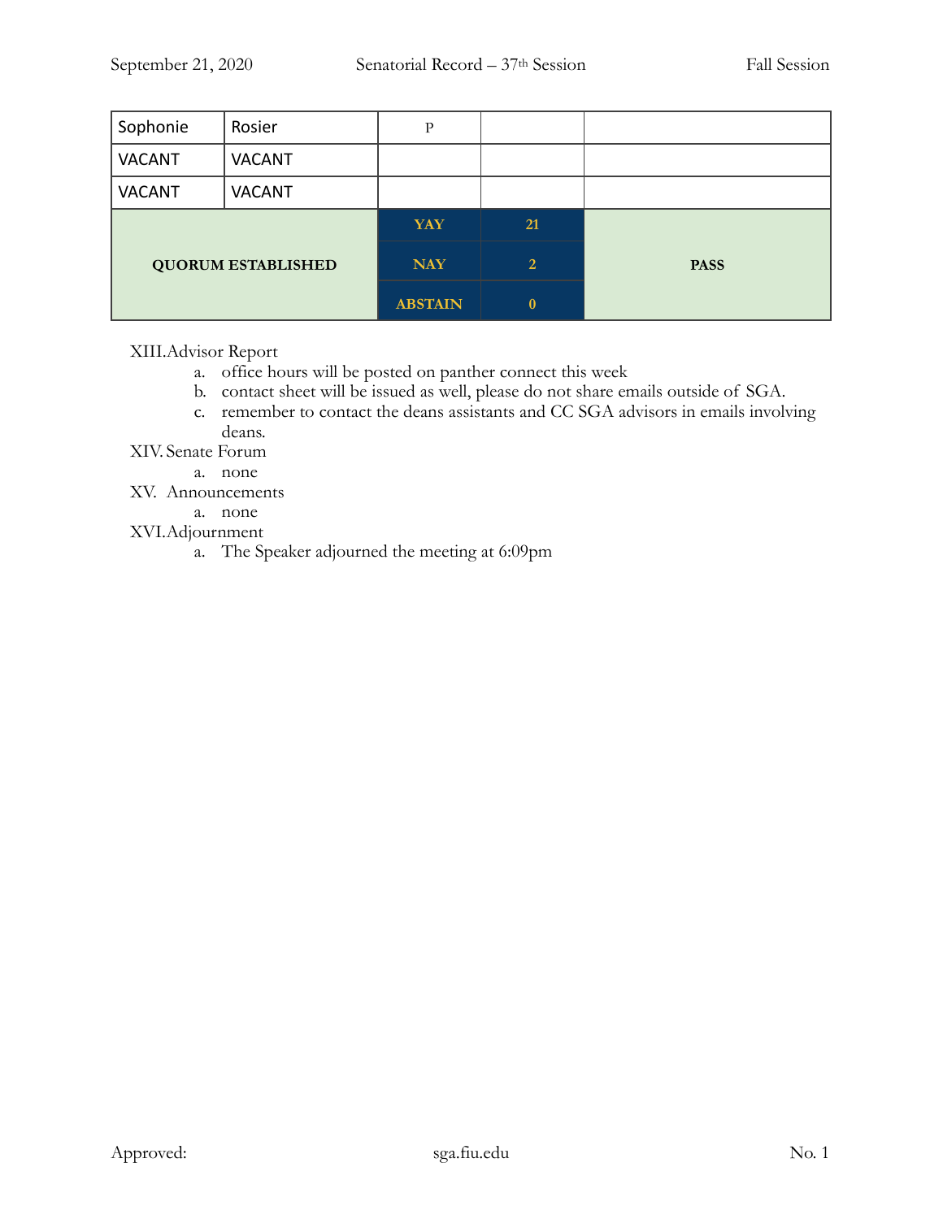| | | | | |
|---|---|---|---|---|
| Sophonie | Rosier | P | | |
| VACANT | VACANT | | | |
| VACANT | VACANT | | | |
| **QUORUM ESTABLISHED** | | **YAY** | **21** | **PASS** |
| | | **NAY** | **2** | |
| | | **ABSTAIN** | **0** | |

XIII. Advisor Report

a. office hours will be posted on panther connect this week
b. contact sheet will be issued as well, please do not share emails outside of SGA.
c. remember to contact the deans assistants and CC SGA advisors in emails involving deans.

XIV. Senate Forum

a. none

XV. Announcements

a. none

XVI. Adjournment

a. The Speaker adjourned the meeting at 6:09pm

Approved: